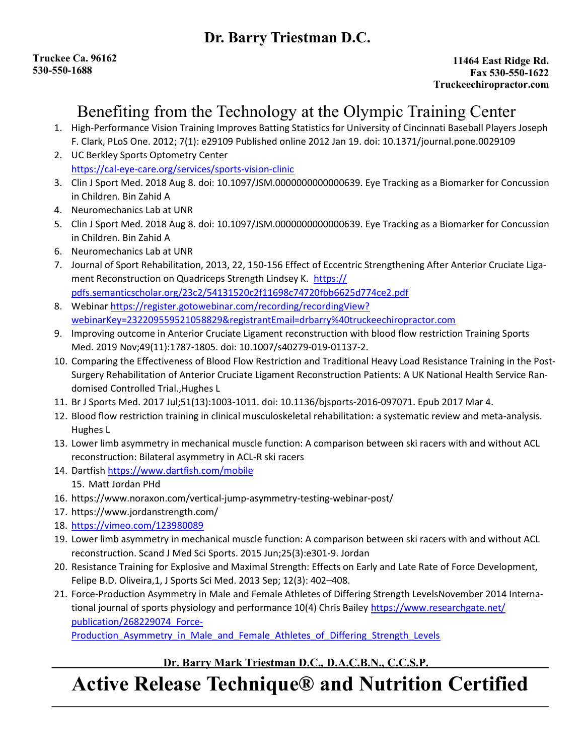# Dr. Barry Triestman D.C.

**Truckee Ca. 96162**
**530-550-1688**

**11464 East Ridge Rd.**
**Fax 530-550-1622**
**Truckeechiropractor.com**

## Benefiting from the Technology at the Olympic Training Center

1. High-Performance Vision Training Improves Batting Statistics for University of Cincinnati Baseball Players Joseph F. Clark, PLoS One. 2012; 7(1): e29109 Published online 2012 Jan 19. doi: 10.1371/journal.pone.0029109
2. UC Berkley Sports Optometry Center https://cal-eye-care.org/services/sports-vision-clinic
3. Clin J Sport Med. 2018 Aug 8. doi: 10.1097/JSM.0000000000000639. Eye Tracking as a Biomarker for Concussion in Children. Bin Zahid A
4. Neuromechanics Lab at UNR
5. Clin J Sport Med. 2018 Aug 8. doi: 10.1097/JSM.0000000000000639. Eye Tracking as a Biomarker for Concussion in Children. Bin Zahid A
6. Neuromechanics Lab at UNR
7. Journal of Sport Rehabilitation, 2013, 22, 150-156 Effect of Eccentric Strengthening After Anterior Cruciate Ligament Reconstruction on Quadriceps Strength Lindsey K. https://pdfs.semanticscholar.org/23c2/54131520c2f11698c74720fbb6625d774ce2.pdf
8. Webinar https://register.gotowebinar.com/recording/recordingView?webinarKey=2322095559521058829&registrantEmail=drbarry%40truckeechiropractor.com
9. Improving outcome in Anterior Cruciate Ligament reconstruction with blood flow restriction Training Sports Med. 2019 Nov;49(11):1787-1805. doi: 10.1007/s40279-019-01137-2.
10. Comparing the Effectiveness of Blood Flow Restriction and Traditional Heavy Load Resistance Training in the Post-Surgery Rehabilitation of Anterior Cruciate Ligament Reconstruction Patients: A UK National Health Service Randomised Controlled Trial.,Hughes L
11. Br J Sports Med. 2017 Jul;51(13):1003-1011. doi: 10.1136/bjsports-2016-097071. Epub 2017 Mar 4.
12. Blood flow restriction training in clinical musculoskeletal rehabilitation: a systematic review and meta-analysis. Hughes L
13. Lower limb asymmetry in mechanical muscle function: A comparison between ski racers with and without ACL reconstruction: Bilateral asymmetry in ACL-R ski racers
14. Dartfish https://www.dartfish.com/mobile
15. Matt Jordan PHd
16. https://www.noraxon.com/vertical-jump-asymmetry-testing-webinar-post/
17. https://www.jordanstrength.com/
18. https://vimeo.com/123980089
19. Lower limb asymmetry in mechanical muscle function: A comparison between ski racers with and without ACL reconstruction. Scand J Med Sci Sports. 2015 Jun;25(3):e301-9. Jordan
20. Resistance Training for Explosive and Maximal Strength: Effects on Early and Late Rate of Force Development, Felipe B.D. Oliveira,1, J Sports Sci Med. 2013 Sep; 12(3): 402–408.
21. Force-Production Asymmetry in Male and Female Athletes of Differing Strength LevelsNovember 2014 International journal of sports physiology and performance 10(4) Chris Bailey https://www.researchgate.net/publication/268229074_Force-Production_Asymmetry_in_Male_and_Female_Athletes_of_Differing_Strength_Levels

**Dr. Barry Mark Triestman D.C., D.A.C.B.N., C.C.S.P.**

# Active Release Technique® and Nutrition Certified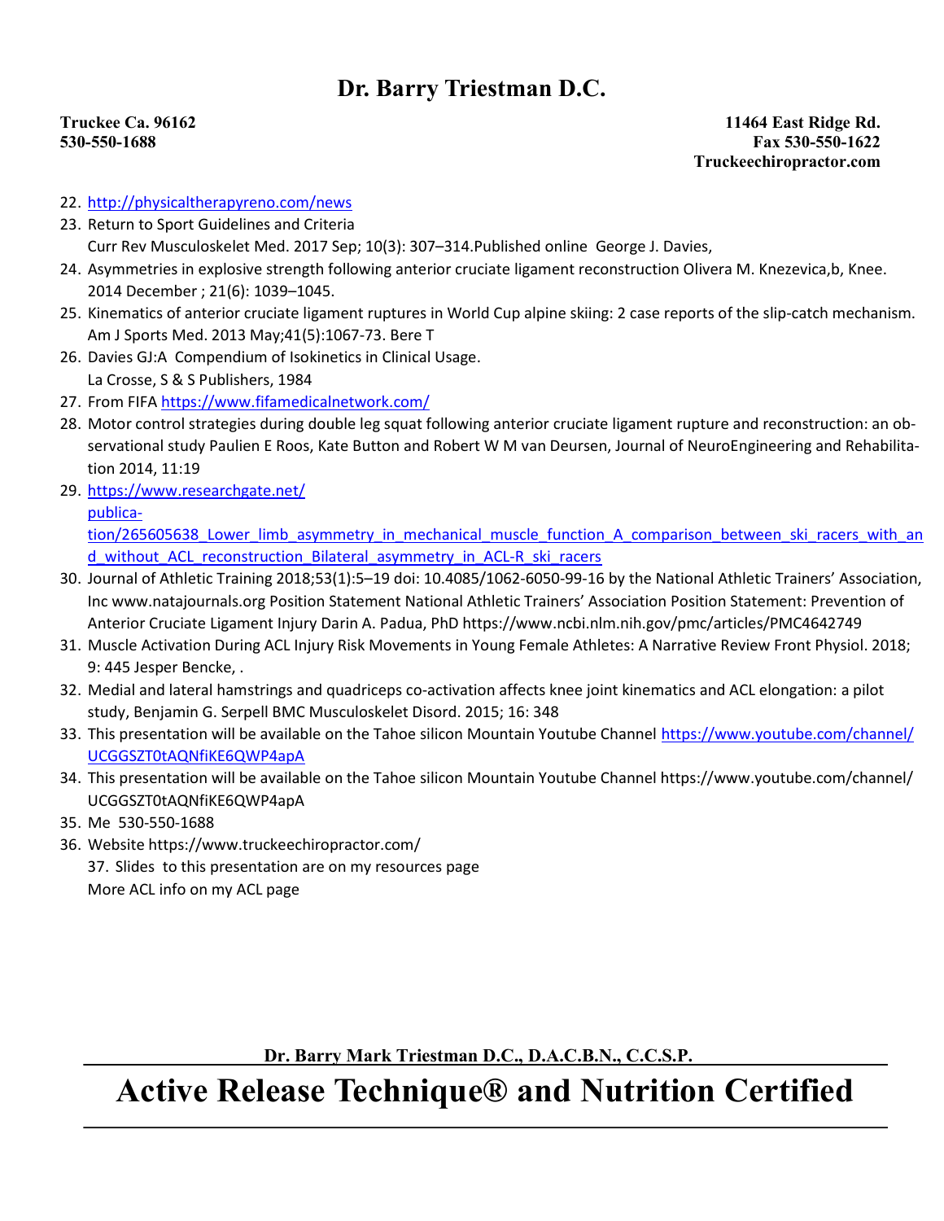22. http://physicaltherapyreno.com/news
23. Return to Sport Guidelines and Criteria
    Curr Rev Musculoskelet Med. 2017 Sep; 10(3): 307–314.Published online George J. Davies,
24. Asymmetries in explosive strength following anterior cruciate ligament reconstruction Olivera M. Knezevica,b, Knee. 2014 December ; 21(6): 1039–1045.
25. Kinematics of anterior cruciate ligament ruptures in World Cup alpine skiing: 2 case reports of the slip-catch mechanism. Am J Sports Med. 2013 May;41(5):1067-73. Bere T
26. Davies GJ:A Compendium of Isokinetics in Clinical Usage.
    La Crosse, S & S Publishers, 1984
27. From FIFA https://www.fifamedicalnetwork.com/
28. Motor control strategies during double leg squat following anterior cruciate ligament rupture and reconstruction: an observational study Paulien E Roos, Kate Button and Robert W M van Deursen, Journal of NeuroEngineering and Rehabilitation 2014, 11:19
29. https://www.researchgate.net/publication/265605638_Lower_limb_asymmetry_in_mechanical_muscle_function_A_comparison_between_ski_racers_with_and_without_ACL_reconstruction_Bilateral_asymmetry_in_ACL-R_ski_racers
30. Journal of Athletic Training 2018;53(1):5–19 doi: 10.4085/1062-6050-99-16 by the National Athletic Trainers' Association, Inc www.natajournals.org Position Statement National Athletic Trainers' Association Position Statement: Prevention of Anterior Cruciate Ligament Injury Darin A. Padua, PhD https://www.ncbi.nlm.nih.gov/pmc/articles/PMC4642749
31. Muscle Activation During ACL Injury Risk Movements in Young Female Athletes: A Narrative Review Front Physiol. 2018; 9: 445 Jesper Bencke, .
32. Medial and lateral hamstrings and quadriceps co-activation affects knee joint kinematics and ACL elongation: a pilot study, Benjamin G. Serpell BMC Musculoskelet Disord. 2015; 16: 348
33. This presentation will be available on the Tahoe silicon Mountain Youtube Channel https://www.youtube.com/channel/UCGGSZT0tAQNfiKE6QWP4apA
34. This presentation will be available on the Tahoe silicon Mountain Youtube Channel https://www.youtube.com/channel/UCGGSZT0tAQNfiKE6QWP4apA
35. Me 530-550-1688
36. Website https://www.truckeechiropractor.com/
    37. Slides to this presentation are on my resources page
    More ACL info on my ACL page